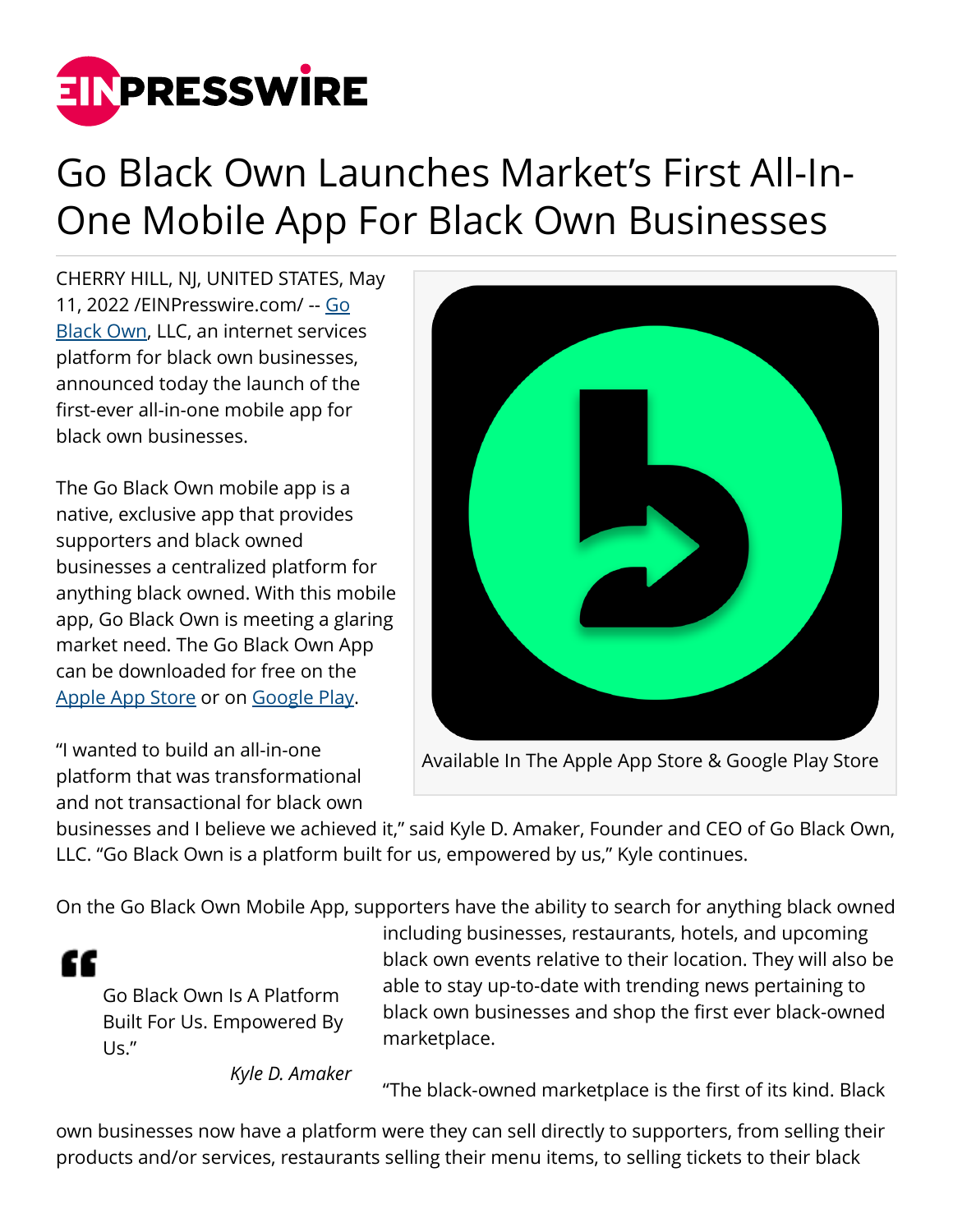# Go Black Own Launches Market's First All-In-One Mobile App For Black Own Businesses

CHERRY HILL, NJ, UNITED STATES, May 11, 2022 /EINPresswire.com/ -- Go Black Own, LLC, an internet services platform for black own businesses, announced today the launch of the first-ever all-in-one mobile app for black own businesses.

Available In The Apple App Store & Google Play Store

The Go Black Own mobile app is a native, exclusive app that provides supporters and black owned businesses a centralized platform for anything black owned. With this mobile app, Go Black Own is meeting a glaring market need. The Go Black Own App can be downloaded for free on the Apple App Store or on Google Play.

"I wanted to build an all-in-one platform that was transformational and not transactional for black own businesses and I believe we achieved it," said Kyle D. Amaker, Founder and CEO of Go Black Own, LLC. "Go Black Own is a platform built for us, empowered by us," Kyle continues.

> Go Black Own Is A Platform Built For Us. Empowered By Us."
>
> *Kyle D. Amaker*

On the Go Black Own Mobile App, supporters have the ability to search for anything black owned including businesses, restaurants, hotels, and upcoming black own events relative to their location. They will also be able to stay up-to-date with trending news pertaining to black own businesses and shop the first ever black-owned marketplace.

"The black-owned marketplace is the first of its kind. Black own businesses now have a platform were they can sell directly to supporters, from selling their products and/or services, restaurants selling their menu items, to selling tickets to their black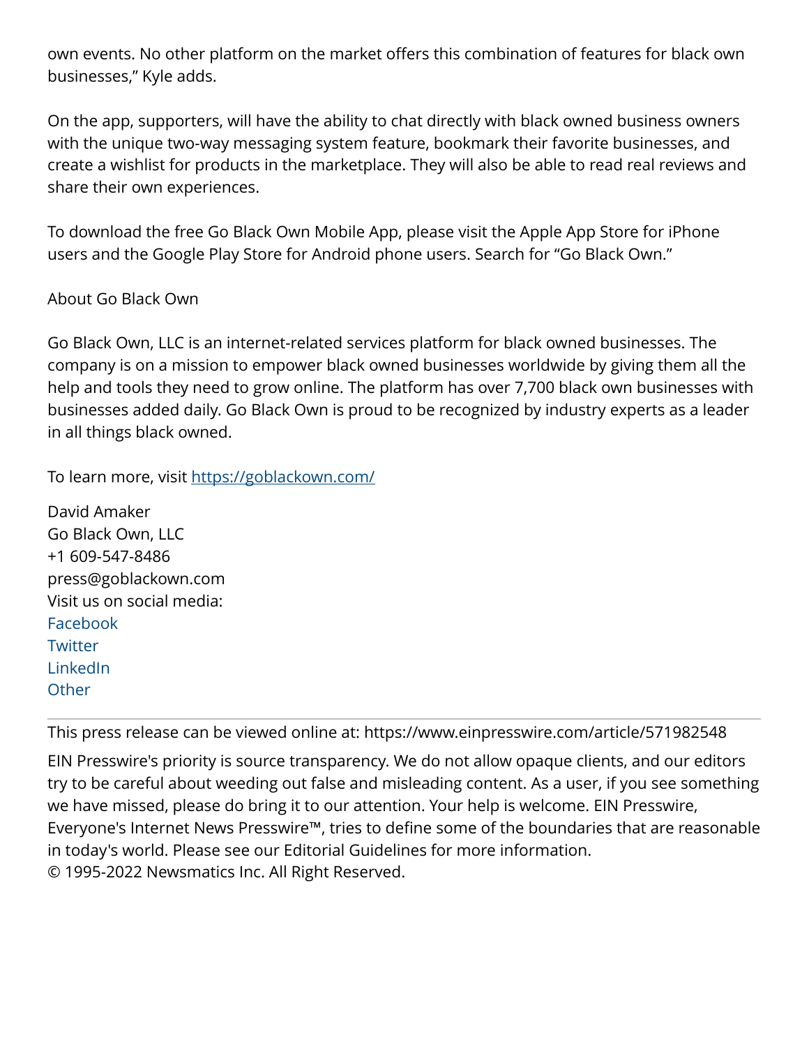own events. No other platform on the market offers this combination of features for black own businesses," Kyle adds.

On the app, supporters, will have the ability to chat directly with black owned business owners with the unique two-way messaging system feature, bookmark their favorite businesses, and create a wishlist for products in the marketplace. They will also be able to read real reviews and share their own experiences.

To download the free Go Black Own Mobile App, please visit the Apple App Store for iPhone users and the Google Play Store for Android phone users. Search for "Go Black Own."

About Go Black Own

Go Black Own, LLC is an internet-related services platform for black owned businesses. The company is on a mission to empower black owned businesses worldwide by giving them all the help and tools they need to grow online. The platform has over 7,700 black own businesses with businesses added daily. Go Black Own is proud to be recognized by industry experts as a leader in all things black owned.

To learn more, visit [https://goblackown.com/](https://goblackown.com/)

David Amaker
Go Black Own, LLC
+1 609-547-8486
press@goblackown.com
Visit us on social media:
Facebook
Twitter
LinkedIn
Other

---

This press release can be viewed online at: https://www.einpresswire.com/article/571982548

EIN Presswire's priority is source transparency. We do not allow opaque clients, and our editors try to be careful about weeding out false and misleading content. As a user, if you see something we have missed, please do bring it to our attention. Your help is welcome. EIN Presswire, Everyone's Internet News Presswire™, tries to define some of the boundaries that are reasonable in today's world. Please see our Editorial Guidelines for more information.
© 1995-2022 Newsmatics Inc. All Right Reserved.